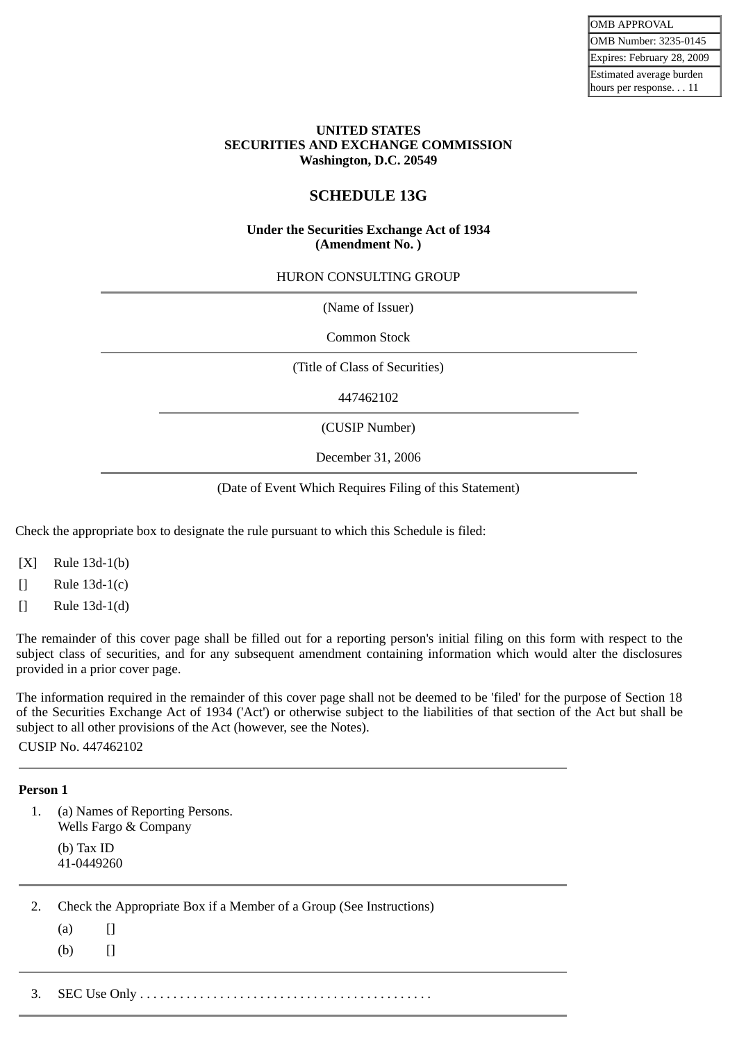| OMB APPROVAL |
| --- |
| OMB Number: 3235-0145 |
| Expires: February 28, 2009 |
| Estimated average burden hours per response. . . 11 |

**UNITED STATES**
**SECURITIES AND EXCHANGE COMMISSION**
**Washington, D.C. 20549**

# SCHEDULE 13G

**Under the Securities Exchange Act of 1934**
**(Amendment No. )**

HURON CONSULTING GROUP

(Name of Issuer)

Common Stock

(Title of Class of Securities)

447462102

(CUSIP Number)

December 31, 2006

(Date of Event Which Requires Filing of this Statement)

Check the appropriate box to designate the rule pursuant to which this Schedule is filed:

[X] Rule 13d-1(b)

[] Rule 13d-1(c)

[] Rule 13d-1(d)

The remainder of this cover page shall be filled out for a reporting person's initial filing on this form with respect to the subject class of securities, and for any subsequent amendment containing information which would alter the disclosures provided in a prior cover page.

The information required in the remainder of this cover page shall not be deemed to be 'filed' for the purpose of Section 18 of the Securities Exchange Act of 1934 ('Act') or otherwise subject to the liabilities of that section of the Act but shall be subject to all other provisions of the Act (however, see the Notes).

CUSIP No. 447462102

---

**Person 1**

1. (a) Names of Reporting Persons.
   Wells Fargo & Company

   (b) Tax ID
   41-0449260

---

2. Check the Appropriate Box if a Member of a Group (See Instructions)

   (a) []

   (b) []

---

3. SEC Use Only . . . . . . . . . . . . . . . . . . . . . . . . . . . . . . . . . . . . . . . . . . . .

---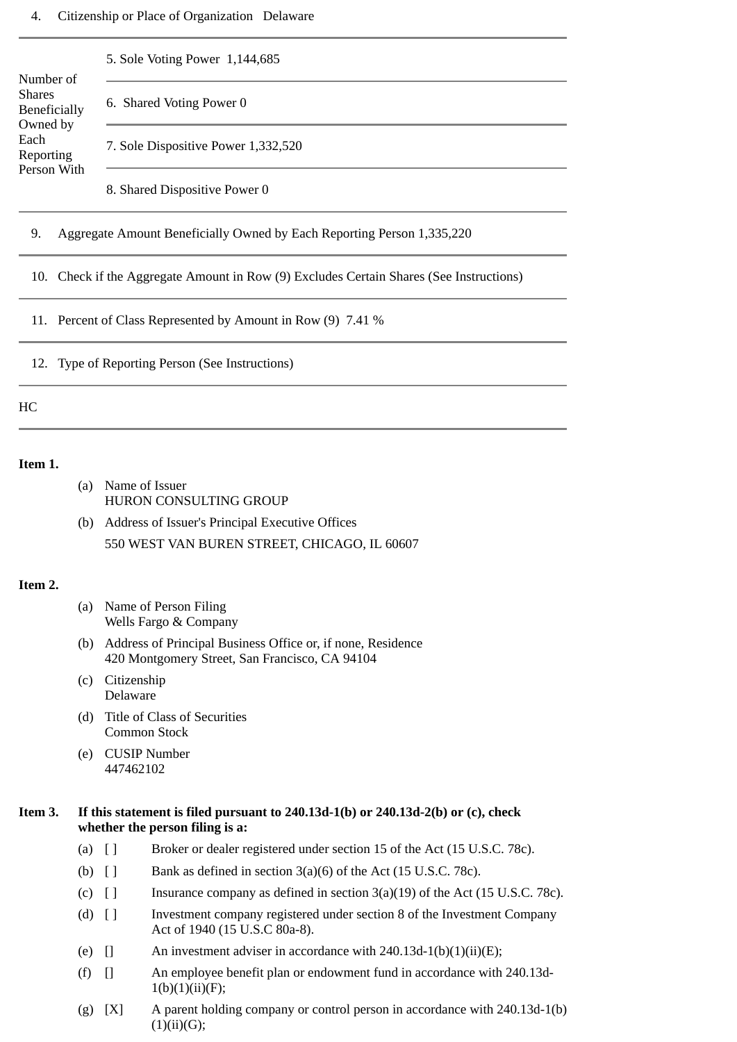4. Citizenship or Place of Organization Delaware

| Number of Shares Beneficially Owned by Each Reporting Person With | |
|---|---|
| | 5. Sole Voting Power 1,144,685 |
| | 6. Shared Voting Power 0 |
| | 7. Sole Dispositive Power 1,332,520 |
| | 8. Shared Dispositive Power 0 |

9. Aggregate Amount Beneficially Owned by Each Reporting Person 1,335,220

10. Check if the Aggregate Amount in Row (9) Excludes Certain Shares (See Instructions)

11. Percent of Class Represented by Amount in Row (9) 7.41 %

12. Type of Reporting Person (See Instructions)

HC

**Item 1.**

(a) Name of Issuer
HURON CONSULTING GROUP

(b) Address of Issuer's Principal Executive Offices
550 WEST VAN BUREN STREET, CHICAGO, IL 60607

**Item 2.**

(a) Name of Person Filing
Wells Fargo & Company

(b) Address of Principal Business Office or, if none, Residence
420 Montgomery Street, San Francisco, CA 94104

(c) Citizenship
Delaware

(d) Title of Class of Securities
Common Stock

(e) CUSIP Number
447462102

**Item 3. If this statement is filed pursuant to 240.13d-1(b) or 240.13d-2(b) or (c), check whether the person filing is a:**

(a) [ ] Broker or dealer registered under section 15 of the Act (15 U.S.C. 78c).

(b) [ ] Bank as defined in section 3(a)(6) of the Act (15 U.S.C. 78c).

(c) [ ] Insurance company as defined in section 3(a)(19) of the Act (15 U.S.C. 78c).

(d) [ ] Investment company registered under section 8 of the Investment Company Act of 1940 (15 U.S.C 80a-8).

(e) [] An investment adviser in accordance with 240.13d-1(b)(1)(ii)(E);

(f) [] An employee benefit plan or endowment fund in accordance with 240.13d-1(b)(1)(ii)(F);

(g) [X] A parent holding company or control person in accordance with 240.13d-1(b)(1)(ii)(G);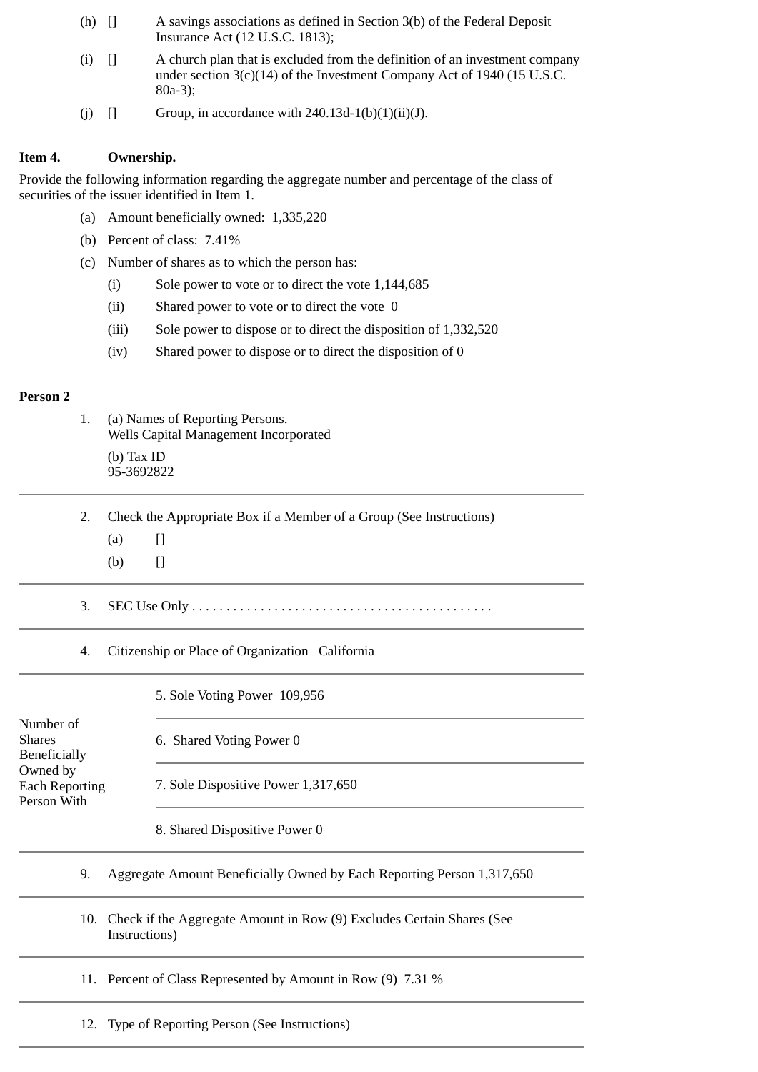(h) [] A savings associations as defined in Section 3(b) of the Federal Deposit Insurance Act (12 U.S.C. 1813);

(i) [] A church plan that is excluded from the definition of an investment company under section 3(c)(14) of the Investment Company Act of 1940 (15 U.S.C. 80a-3);

(j) [] Group, in accordance with 240.13d-1(b)(1)(ii)(J).

**Item 4. Ownership.**

Provide the following information regarding the aggregate number and percentage of the class of securities of the issuer identified in Item 1.

(a) Amount beneficially owned: 1,335,220

(b) Percent of class: 7.41%

(c) Number of shares as to which the person has:

(i) Sole power to vote or to direct the vote 1,144,685

(ii) Shared power to vote or to direct the vote 0

(iii) Sole power to dispose or to direct the disposition of 1,332,520

(iv) Shared power to dispose or to direct the disposition of 0

**Person 2**

1. (a) Names of Reporting Persons.
Wells Capital Management Incorporated

(b) Tax ID
95-3692822

2. Check the Appropriate Box if a Member of a Group (See Instructions)

(a) []

(b) []

3. SEC Use Only . . . . . . . . . . . . . . . . . . . . . . . . . . . . . . . . . . . . . . . . . . . .

4. Citizenship or Place of Organization California

| Number of Shares Beneficially Owned by Each Reporting Person With | |
|---|---|
| | 5. Sole Voting Power 109,956 |
| | 6. Shared Voting Power 0 |
| | 7. Sole Dispositive Power 1,317,650 |
| | 8. Shared Dispositive Power 0 |

9. Aggregate Amount Beneficially Owned by Each Reporting Person 1,317,650

10. Check if the Aggregate Amount in Row (9) Excludes Certain Shares (See Instructions)

11. Percent of Class Represented by Amount in Row (9) 7.31 %

12. Type of Reporting Person (See Instructions)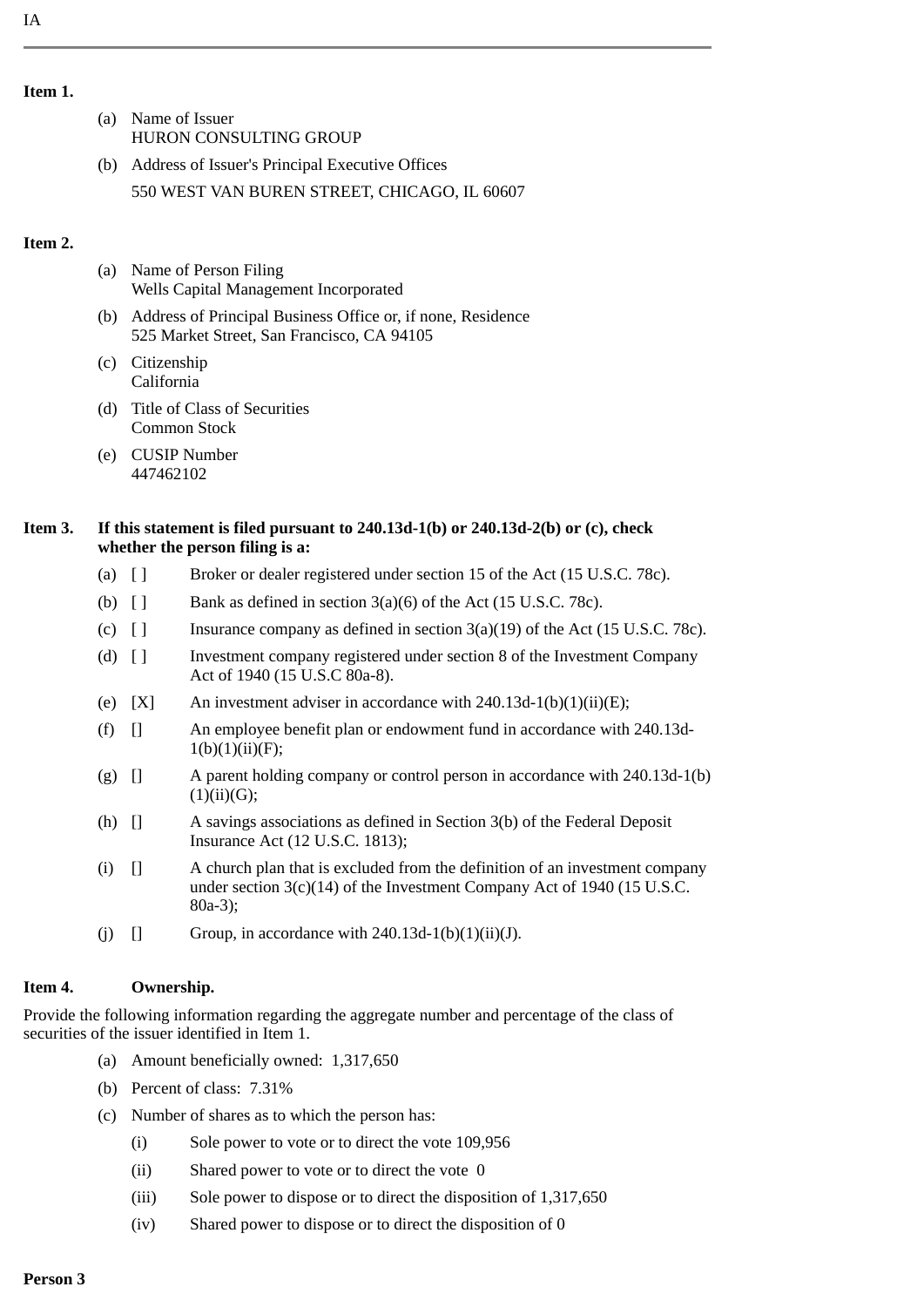IA

**Item 1.**

(a) Name of Issuer
HURON CONSULTING GROUP

(b) Address of Issuer's Principal Executive Offices
550 WEST VAN BUREN STREET, CHICAGO, IL 60607

**Item 2.**

(a) Name of Person Filing
Wells Capital Management Incorporated

(b) Address of Principal Business Office or, if none, Residence
525 Market Street, San Francisco, CA 94105

(c) Citizenship
California

(d) Title of Class of Securities
Common Stock

(e) CUSIP Number
447462102

**Item 3. If this statement is filed pursuant to 240.13d-1(b) or 240.13d-2(b) or (c), check whether the person filing is a:**

(a) [ ] Broker or dealer registered under section 15 of the Act (15 U.S.C. 78c).

(b) [ ] Bank as defined in section 3(a)(6) of the Act (15 U.S.C. 78c).

(c) [ ] Insurance company as defined in section 3(a)(19) of the Act (15 U.S.C. 78c).

(d) [ ] Investment company registered under section 8 of the Investment Company Act of 1940 (15 U.S.C 80a-8).

(e) [X] An investment adviser in accordance with 240.13d-1(b)(1)(ii)(E);

(f) [] An employee benefit plan or endowment fund in accordance with 240.13d-1(b)(1)(ii)(F);

(g) [] A parent holding company or control person in accordance with 240.13d-1(b)(1)(ii)(G);

(h) [] A savings associations as defined in Section 3(b) of the Federal Deposit Insurance Act (12 U.S.C. 1813);

(i) [] A church plan that is excluded from the definition of an investment company under section 3(c)(14) of the Investment Company Act of 1940 (15 U.S.C. 80a-3);

(j) [] Group, in accordance with 240.13d-1(b)(1)(ii)(J).

**Item 4. Ownership.**

Provide the following information regarding the aggregate number and percentage of the class of securities of the issuer identified in Item 1.

(a) Amount beneficially owned: 1,317,650

(b) Percent of class: 7.31%

(c) Number of shares as to which the person has:

(i) Sole power to vote or to direct the vote 109,956

(ii) Shared power to vote or to direct the vote 0

(iii) Sole power to dispose or to direct the disposition of 1,317,650

(iv) Shared power to dispose or to direct the disposition of 0

**Person 3**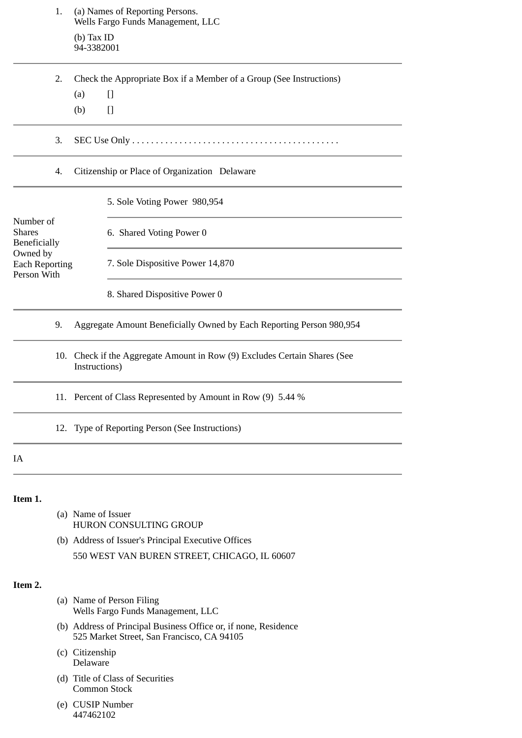1. (a) Names of Reporting Persons.
   Wells Fargo Funds Management, LLC

   (b) Tax ID
   94-3382001

2. Check the Appropriate Box if a Member of a Group (See Instructions)

   (a) []

   (b) []

3. SEC Use Only . . . . . . . . . . . . . . . . . . . . . . . . . . . . . . . . . . . . . . . . . . . .

4. Citizenship or Place of Organization Delaware

| Number of Shares Beneficially Owned by Each Reporting Person With | |
|---|---|
| | 5. Sole Voting Power 980,954 |
| | 6. Shared Voting Power 0 |
| | 7. Sole Dispositive Power 14,870 |
| | 8. Shared Dispositive Power 0 |

9. Aggregate Amount Beneficially Owned by Each Reporting Person 980,954

10. Check if the Aggregate Amount in Row (9) Excludes Certain Shares (See Instructions)

11. Percent of Class Represented by Amount in Row (9) 5.44 %

12. Type of Reporting Person (See Instructions)

IA

**Item 1.**

(a) Name of Issuer
HURON CONSULTING GROUP

(b) Address of Issuer's Principal Executive Offices

550 WEST VAN BUREN STREET, CHICAGO, IL 60607

**Item 2.**

(a) Name of Person Filing
Wells Fargo Funds Management, LLC

(b) Address of Principal Business Office or, if none, Residence
525 Market Street, San Francisco, CA 94105

(c) Citizenship
Delaware

(d) Title of Class of Securities
Common Stock

(e) CUSIP Number
447462102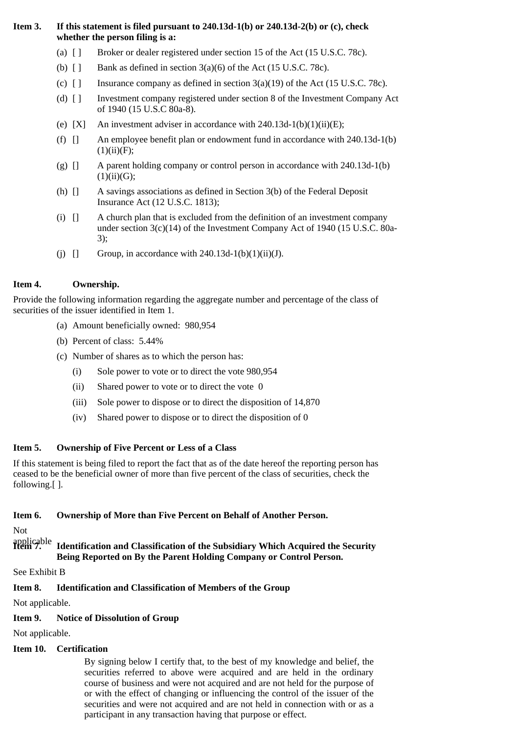**Item 3. If this statement is filed pursuant to 240.13d-1(b) or 240.13d-2(b) or (c), check whether the person filing is a:**

(a) [ ] Broker or dealer registered under section 15 of the Act (15 U.S.C. 78c).

(b) [ ] Bank as defined in section 3(a)(6) of the Act (15 U.S.C. 78c).

(c) [ ] Insurance company as defined in section 3(a)(19) of the Act (15 U.S.C. 78c).

(d) [ ] Investment company registered under section 8 of the Investment Company Act of 1940 (15 U.S.C 80a-8).

(e) [X] An investment adviser in accordance with 240.13d-1(b)(1)(ii)(E);

(f) [] An employee benefit plan or endowment fund in accordance with 240.13d-1(b)(1)(ii)(F);

(g) [] A parent holding company or control person in accordance with 240.13d-1(b)(1)(ii)(G);

(h) [] A savings associations as defined in Section 3(b) of the Federal Deposit Insurance Act (12 U.S.C. 1813);

(i) [] A church plan that is excluded from the definition of an investment company under section 3(c)(14) of the Investment Company Act of 1940 (15 U.S.C. 80a-3);

(j) [] Group, in accordance with 240.13d-1(b)(1)(ii)(J).

**Item 4. Ownership.**

Provide the following information regarding the aggregate number and percentage of the class of securities of the issuer identified in Item 1.

(a) Amount beneficially owned: 980,954

(b) Percent of class: 5.44%

(c) Number of shares as to which the person has:

(i) Sole power to vote or to direct the vote 980,954

(ii) Shared power to vote or to direct the vote 0

(iii) Sole power to dispose or to direct the disposition of 14,870

(iv) Shared power to dispose or to direct the disposition of 0

**Item 5. Ownership of Five Percent or Less of a Class**

If this statement is being filed to report the fact that as of the date hereof the reporting person has ceased to be the beneficial owner of more than five percent of the class of securities, check the following.[ ].

**Item 6. Ownership of More than Five Percent on Behalf of Another Person.**

Not applicable

**Item 7. Identification and Classification of the Subsidiary Which Acquired the Security Being Reported on By the Parent Holding Company or Control Person.**

See Exhibit B

**Item 8. Identification and Classification of Members of the Group**

Not applicable.

**Item 9. Notice of Dissolution of Group**

Not applicable.

**Item 10. Certification**

By signing below I certify that, to the best of my knowledge and belief, the securities referred to above were acquired and are held in the ordinary course of business and were not acquired and are not held for the purpose of or with the effect of changing or influencing the control of the issuer of the securities and were not acquired and are not held in connection with or as a participant in any transaction having that purpose or effect.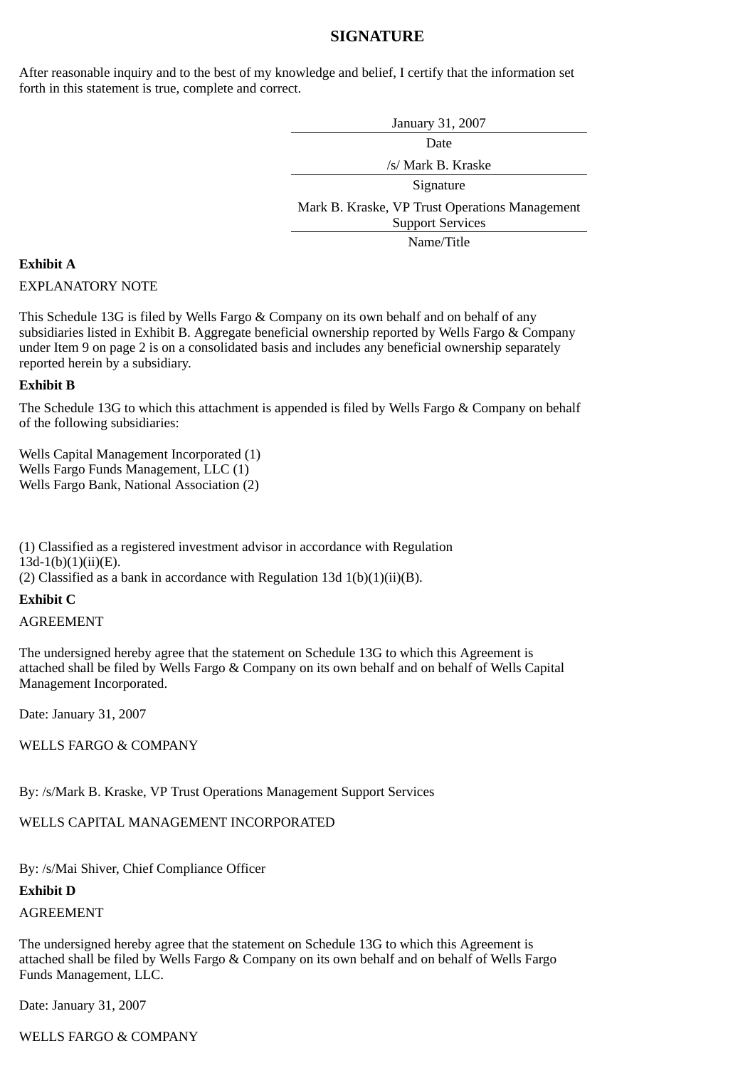## SIGNATURE

After reasonable inquiry and to the best of my knowledge and belief, I certify that the information set forth in this statement is true, complete and correct.

| |
|---|
| January 31, 2007 |
| Date |
| /s/ Mark B. Kraske |
| Signature |
| Mark B. Kraske, VP Trust Operations Management Support Services |
| Name/Title |

**Exhibit A**

EXPLANATORY NOTE

This Schedule 13G is filed by Wells Fargo & Company on its own behalf and on behalf of any subsidiaries listed in Exhibit B. Aggregate beneficial ownership reported by Wells Fargo & Company under Item 9 on page 2 is on a consolidated basis and includes any beneficial ownership separately reported herein by a subsidiary.

**Exhibit B**

The Schedule 13G to which this attachment is appended is filed by Wells Fargo & Company on behalf of the following subsidiaries:

Wells Capital Management Incorporated (1)
Wells Fargo Funds Management, LLC (1)
Wells Fargo Bank, National Association (2)

(1) Classified as a registered investment advisor in accordance with Regulation 13d-1(b)(1)(ii)(E).
(2) Classified as a bank in accordance with Regulation 13d 1(b)(1)(ii)(B).

**Exhibit C**

AGREEMENT

The undersigned hereby agree that the statement on Schedule 13G to which this Agreement is attached shall be filed by Wells Fargo & Company on its own behalf and on behalf of Wells Capital Management Incorporated.

Date: January 31, 2007

WELLS FARGO & COMPANY

By: /s/Mark B. Kraske, VP Trust Operations Management Support Services

WELLS CAPITAL MANAGEMENT INCORPORATED

By: /s/Mai Shiver, Chief Compliance Officer

**Exhibit D**

AGREEMENT

The undersigned hereby agree that the statement on Schedule 13G to which this Agreement is attached shall be filed by Wells Fargo & Company on its own behalf and on behalf of Wells Fargo Funds Management, LLC.

Date: January 31, 2007

WELLS FARGO & COMPANY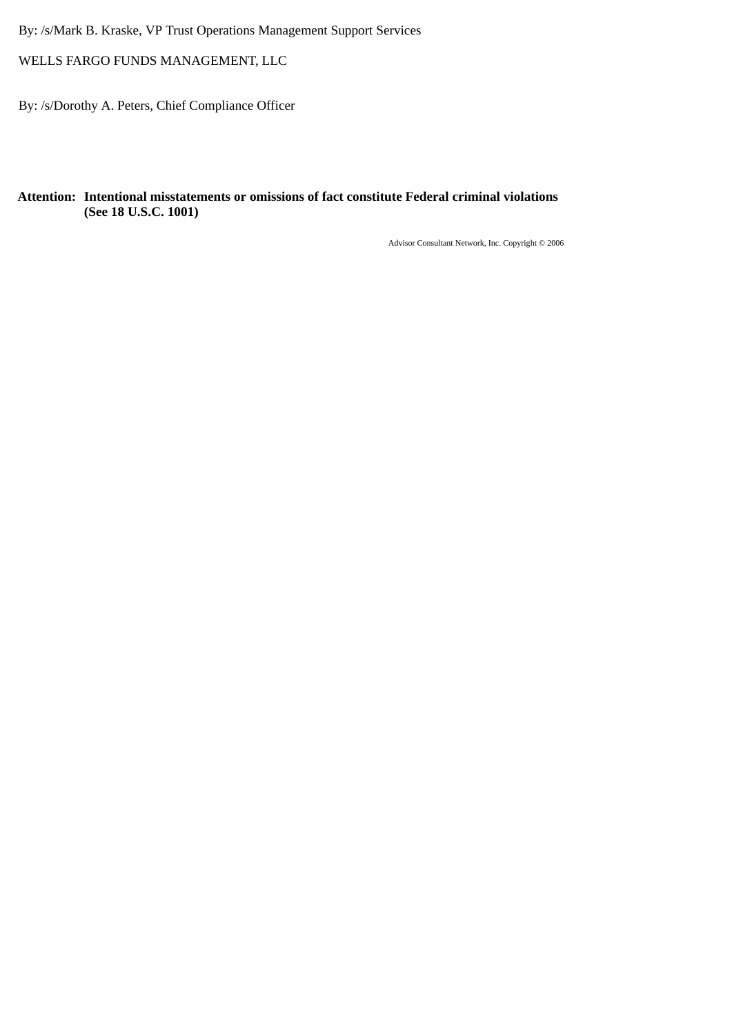By: /s/Mark B. Kraske, VP Trust Operations Management Support Services

WELLS FARGO FUNDS MANAGEMENT, LLC

By: /s/Dorothy A. Peters, Chief Compliance Officer

**Attention: Intentional misstatements or omissions of fact constitute Federal criminal violations (See 18 U.S.C. 1001)**

Advisor Consultant Network, Inc. Copyright © 2006